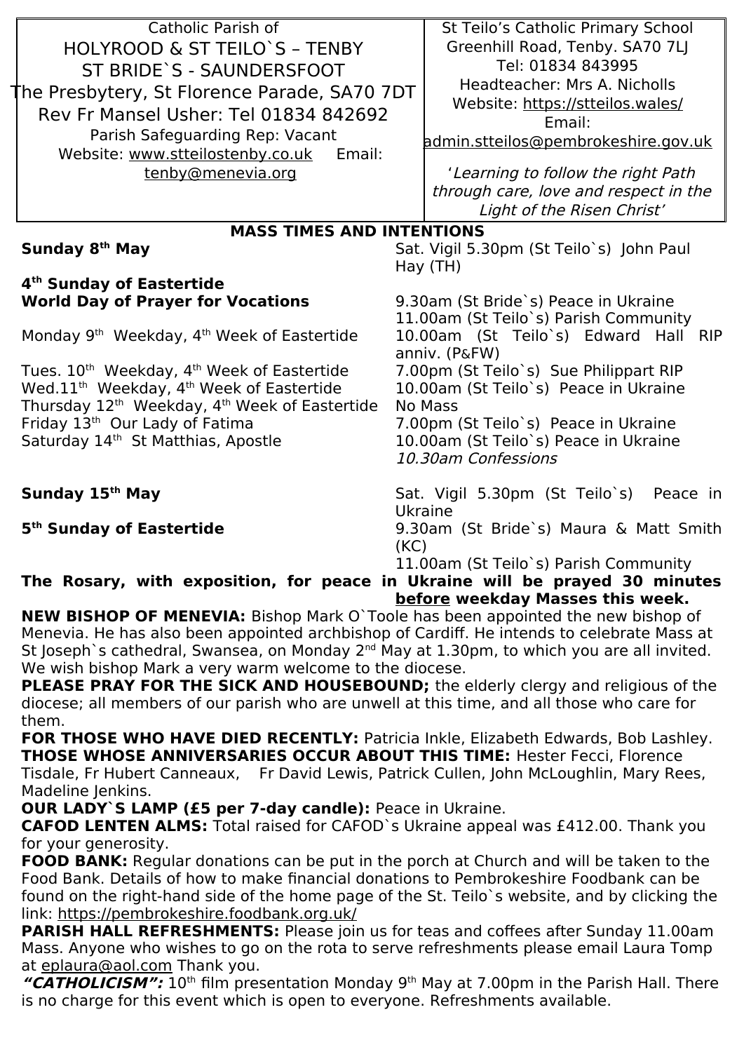| Catholic Parish of<br>HOLYROOD & ST TEILO`S – TENBY<br>ST BRIDE`S - SAUNDERSFOOT<br>The Presbytery, St Florence Parade, SA70 7DT<br>Rev Fr Mansel Usher: Tel 01834 842692<br>Parish Safeguarding Rep: Vacant<br>Website: www.stteilostenby.co.uk Email: tenby@menevia.org | St Teilo's Catholic Primary School<br>Greenhill Road, Tenby. SA70 7LJ<br>Tel: 01834 843995<br>Headteacher: Mrs A. Nicholls<br>Website: https://stteilos.wales/<br>Email: admin.stteilos@pembrokeshire.gov.uk<br>*'Learning to follow the right Path through care, love and respect in the Light of the Risen Christ'* |
|---|---|

## MASS TIMES AND INTENTIONS

| | |
|---|---|
| **Sunday 8th May** | Sat. Vigil 5.30pm (St Teilo`s) John Paul Hay (TH) |
| **4th Sunday of Eastertide** | |
| **World Day of Prayer for Vocations** | 9.30am (St Bride`s) Peace in Ukraine |
| | 11.00am (St Teilo`s) Parish Community |
| Monday 9th Weekday, 4th Week of Eastertide | 10.00am (St Teilo`s) Edward Hall RIP anniv. (P&FW) |
| Tues. 10th Weekday, 4th Week of Eastertide | 7.00pm (St Teilo`s) Sue Philippart RIP |
| Wed.11th Weekday, 4th Week of Eastertide | 10.00am (St Teilo`s) Peace in Ukraine |
| Thursday 12th Weekday, 4th Week of Eastertide | No Mass |
| Friday 13th Our Lady of Fatima | 7.00pm (St Teilo`s) Peace in Ukraine |
| Saturday 14th St Matthias, Apostle | 10.00am (St Teilo`s) Peace in Ukraine<br>*10.30am Confessions* |
| **Sunday 15th May** | Sat. Vigil 5.30pm (St Teilo`s) Peace in Ukraine |
| **5th Sunday of Eastertide** | 9.30am (St Bride`s) Maura & Matt Smith (KC) |
| | 11.00am (St Teilo`s) Parish Community |

**The Rosary, with exposition, for peace in Ukraine will be prayed 30 minutes before weekday Masses this week.**

**NEW BISHOP OF MENEVIA:** Bishop Mark O`Toole has been appointed the new bishop of Menevia. He has also been appointed archbishop of Cardiff. He intends to celebrate Mass at St Joseph`s cathedral, Swansea, on Monday 2nd May at 1.30pm, to which you are all invited. We wish bishop Mark a very warm welcome to the diocese.

**PLEASE PRAY FOR THE SICK AND HOUSEBOUND;** the elderly clergy and religious of the diocese; all members of our parish who are unwell at this time, and all those who care for them.

**FOR THOSE WHO HAVE DIED RECENTLY:** Patricia Inkle, Elizabeth Edwards, Bob Lashley.

**THOSE WHOSE ANNIVERSARIES OCCUR ABOUT THIS TIME:** Hester Fecci, Florence Tisdale, Fr Hubert Canneaux, Fr David Lewis, Patrick Cullen, John McLoughlin, Mary Rees, Madeline Jenkins.

**OUR LADY`S LAMP (£5 per 7-day candle):** Peace in Ukraine.

**CAFOD LENTEN ALMS:** Total raised for CAFOD`s Ukraine appeal was £412.00. Thank you for your generosity.

**FOOD BANK:** Regular donations can be put in the porch at Church and will be taken to the Food Bank. Details of how to make financial donations to Pembrokeshire Foodbank can be found on the right-hand side of the home page of the St. Teilo`s website, and by clicking the link: https://pembrokeshire.foodbank.org.uk/

**PARISH HALL REFRESHMENTS:** Please join us for teas and coffees after Sunday 11.00am Mass. Anyone who wishes to go on the rota to serve refreshments please email Laura Tomp at eplaura@aol.com Thank you.

***"CATHOLICISM":*** 10th film presentation Monday 9th May at 7.00pm in the Parish Hall. There is no charge for this event which is open to everyone. Refreshments available.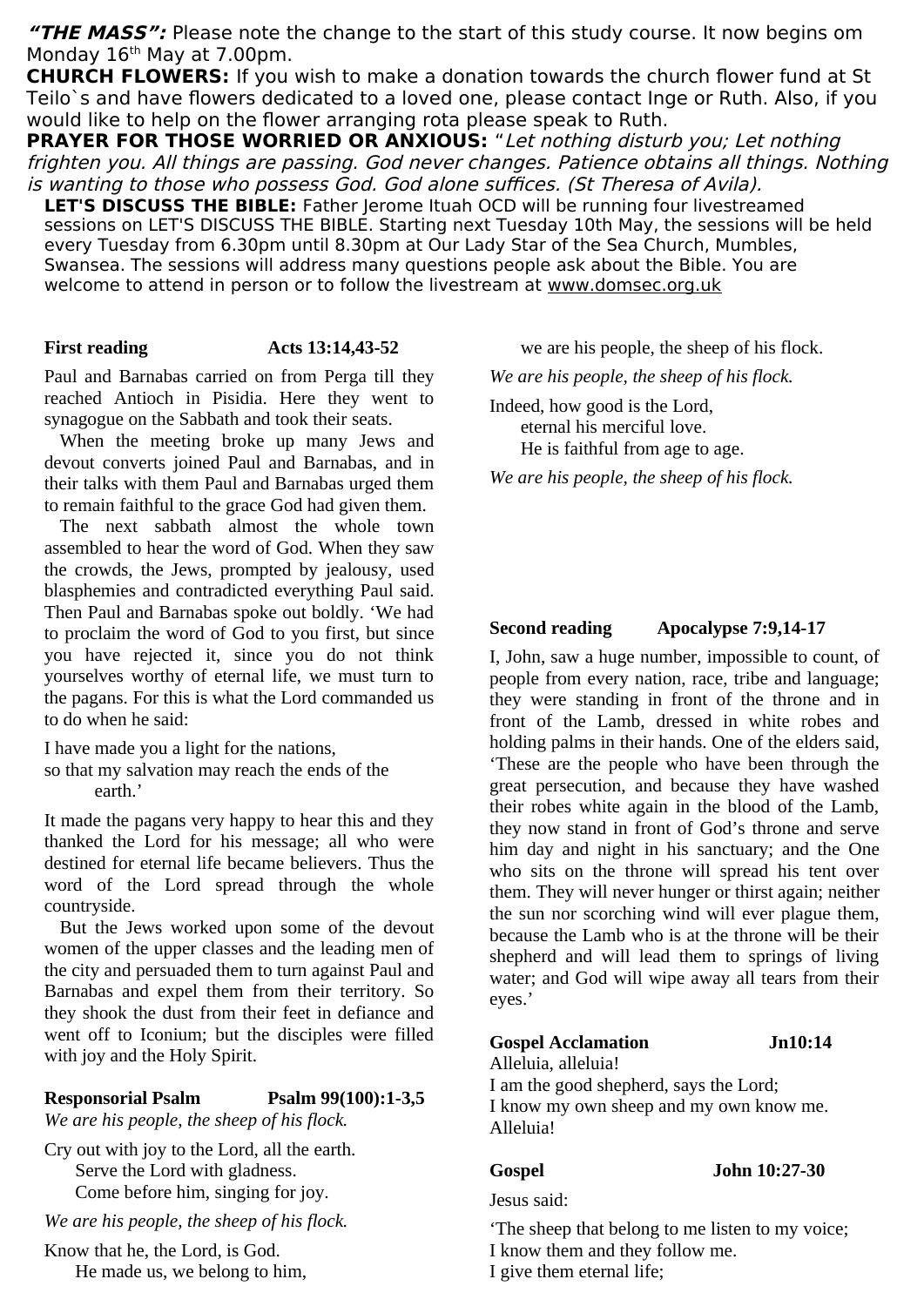***"THE MASS":*** Please note the change to the start of this study course. It now begins om Monday 16th May at 7.00pm.

**CHURCH FLOWERS:** If you wish to make a donation towards the church flower fund at St Teilo`s and have flowers dedicated to a loved one, please contact Inge or Ruth. Also, if you would like to help on the flower arranging rota please speak to Ruth.

**PRAYER FOR THOSE WORRIED OR ANXIOUS:** "*Let nothing disturb you; Let nothing frighten you. All things are passing. God never changes. Patience obtains all things. Nothing is wanting to those who possess God. God alone suffices. (St Theresa of Avila).*

**LET'S DISCUSS THE BIBLE:** Father Jerome Ituah OCD will be running four livestreamed sessions on LET'S DISCUSS THE BIBLE. Starting next Tuesday 10th May, the sessions will be held every Tuesday from 6.30pm until 8.30pm at Our Lady Star of the Sea Church, Mumbles, Swansea. The sessions will address many questions people ask about the Bible. You are welcome to attend in person or to follow the livestream at www.domsec.org.uk

**First reading** **Acts 13:14,43-52**

Paul and Barnabas carried on from Perga till they reached Antioch in Pisidia. Here they went to synagogue on the Sabbath and took their seats.

When the meeting broke up many Jews and devout converts joined Paul and Barnabas, and in their talks with them Paul and Barnabas urged them to remain faithful to the grace God had given them.

The next sabbath almost the whole town assembled to hear the word of God. When they saw the crowds, the Jews, prompted by jealousy, used blasphemies and contradicted everything Paul said. Then Paul and Barnabas spoke out boldly. 'We had to proclaim the word of God to you first, but since you have rejected it, since you do not think yourselves worthy of eternal life, we must turn to the pagans. For this is what the Lord commanded us to do when he said:

I have made you a light for the nations,
so that my salvation may reach the ends of the earth.'

It made the pagans very happy to hear this and they thanked the Lord for his message; all who were destined for eternal life became believers. Thus the word of the Lord spread through the whole countryside.

But the Jews worked upon some of the devout women of the upper classes and the leading men of the city and persuaded them to turn against Paul and Barnabas and expel them from their territory. So they shook the dust from their feet in defiance and went off to Iconium; but the disciples were filled with joy and the Holy Spirit.

**Responsorial Psalm** **Psalm 99(100):1-3,5**

*We are his people, the sheep of his flock.*

Cry out with joy to the Lord, all the earth.
Serve the Lord with gladness.
Come before him, singing for joy.

*We are his people, the sheep of his flock.*

Know that he, the Lord, is God.
He made us, we belong to him,
we are his people, the sheep of his flock.

*We are his people, the sheep of his flock.*

Indeed, how good is the Lord,
eternal his merciful love.
He is faithful from age to age.

*We are his people, the sheep of his flock.*

**Second reading** **Apocalypse 7:9,14-17**

I, John, saw a huge number, impossible to count, of people from every nation, race, tribe and language; they were standing in front of the throne and in front of the Lamb, dressed in white robes and holding palms in their hands. One of the elders said, 'These are the people who have been through the great persecution, and because they have washed their robes white again in the blood of the Lamb, they now stand in front of God's throne and serve him day and night in his sanctuary; and the One who sits on the throne will spread his tent over them. They will never hunger or thirst again; neither the sun nor scorching wind will ever plague them, because the Lamb who is at the throne will be their shepherd and will lead them to springs of living water; and God will wipe away all tears from their eyes.'

**Gospel Acclamation** **Jn10:14**

Alleluia, alleluia!
I am the good shepherd, says the Lord;
I know my own sheep and my own know me.
Alleluia!

**Gospel** **John 10:27-30**

Jesus said:

'The sheep that belong to me listen to my voice;
I know them and they follow me.
I give them eternal life;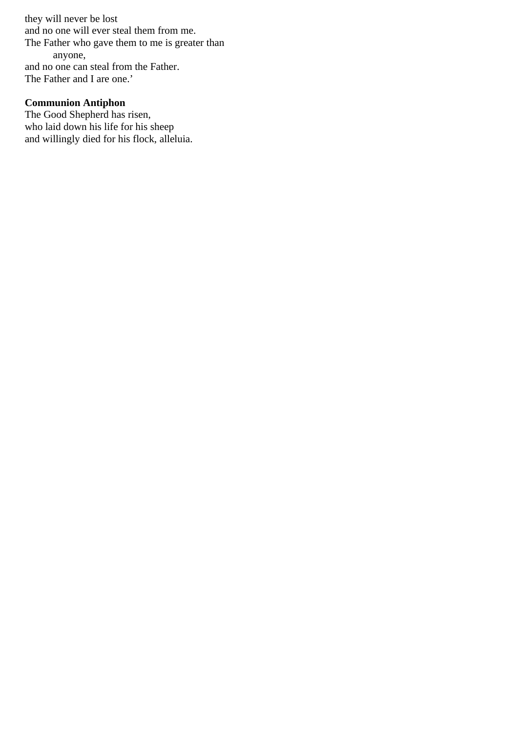they will never be lost
and no one will ever steal them from me.
The Father who gave them to me is greater than
anyone,
and no one can steal from the Father.
The Father and I are one.'

**Communion Antiphon**

The Good Shepherd has risen,
who laid down his life for his sheep
and willingly died for his flock, alleluia.